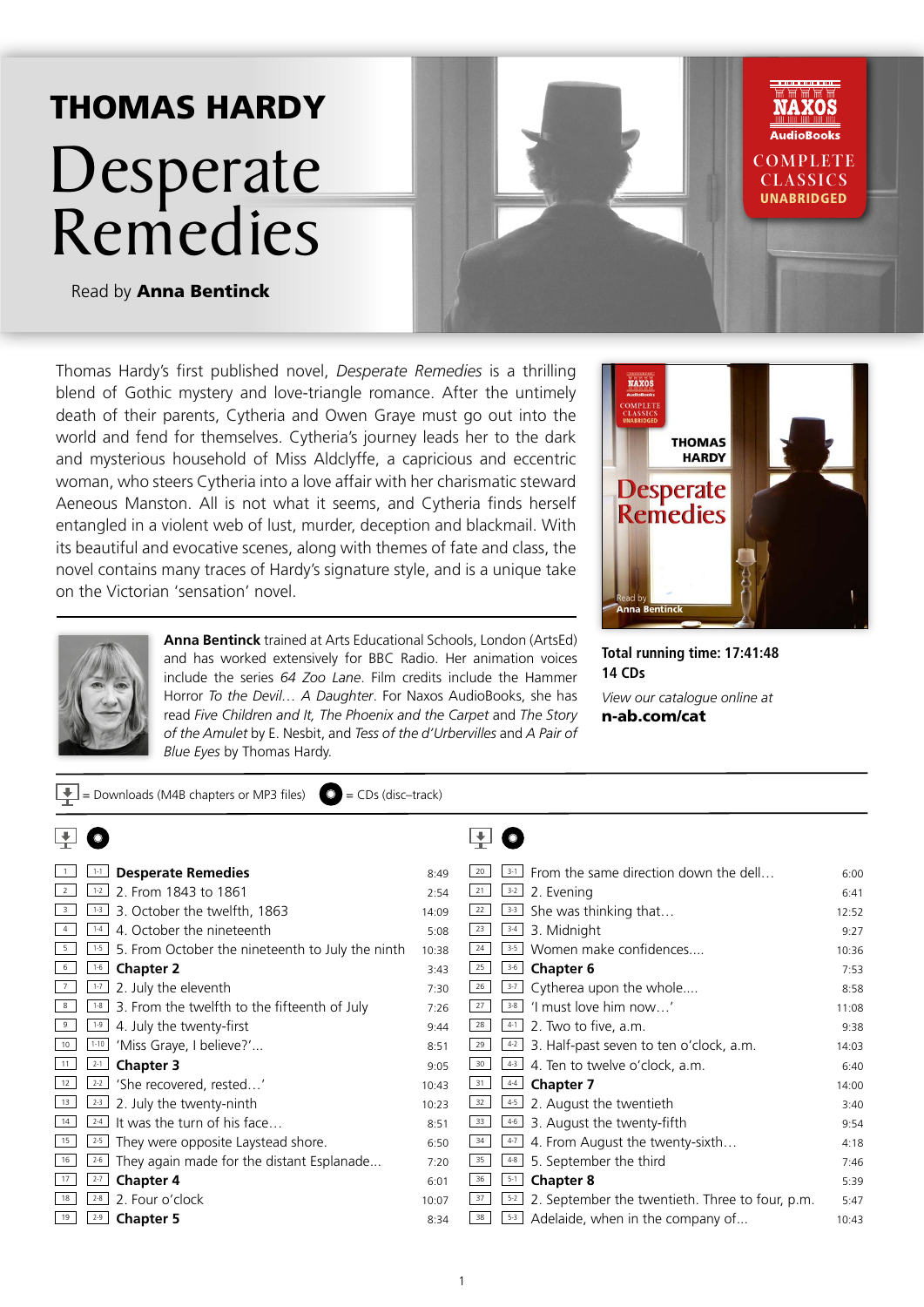# THOMAS HARDY

# Desperate Remedies

Read by **Anna Bentinck**

NAXOS AudioBooks
COMPLETE CLASSICS
UNABRIDGED

Thomas Hardy's first published novel, *Desperate Remedies* is a thrilling blend of Gothic mystery and love-triangle romance. After the untimely death of their parents, Cytheria and Owen Graye must go out into the world and fend for themselves. Cytheria's journey leads her to the dark and mysterious household of Miss Aldclyffe, a capricious and eccentric woman, who steers Cytheria into a love affair with her charismatic steward Aeneous Manston. All is not what it seems, and Cytheria finds herself entangled in a violent web of lust, murder, deception and blackmail. With its beautiful and evocative scenes, along with themes of fate and class, the novel contains many traces of Hardy's signature style, and is a unique take on the Victorian 'sensation' novel.

**Anna Bentinck** trained at Arts Educational Schools, London (ArtsEd) and has worked extensively for BBC Radio. Her animation voices include the series *64 Zoo Lane*. Film credits include the Hammer Horror *To the Devil… A Daughter*. For Naxos AudioBooks, she has read *Five Children and It, The Phoenix and the Carpet* and *The Story of the Amulet* by E. Nesbit, and *Tess of the d'Urbervilles* and *A Pair of Blue Eyes* by Thomas Hardy.

**Total running time: 17:41:48**
**14 CDs**

*View our catalogue online at*
**n-ab.com/cat**

Download = Downloads (M4B chapters or MP3 files) CD = CDs (disc–track)

| Download | CD | Title | Time |
|---|---|---|---|
| 1 | 1-1 | **Desperate Remedies** | 8:49 |
| 2 | 1-2 | 2. From 1843 to 1861 | 2:54 |
| 3 | 1-3 | 3. October the twelfth, 1863 | 14:09 |
| 4 | 1-4 | 4. October the nineteenth | 5:08 |
| 5 | 1-5 | 5. From October the nineteenth to July the ninth | 10:38 |
| 6 | 1-6 | **Chapter 2** | 3:43 |
| 7 | 1-7 | 2. July the eleventh | 7:30 |
| 8 | 1-8 | 3. From the twelfth to the fifteenth of July | 7:26 |
| 9 | 1-9 | 4. July the twenty-first | 9:44 |
| 10 | 1-10 | 'Miss Graye, I believe?'… | 8:51 |
| 11 | 2-1 | **Chapter 3** | 9:05 |
| 12 | 2-2 | 'She recovered, rested…' | 10:43 |
| 13 | 2-3 | 2. July the twenty-ninth | 10:23 |
| 14 | 2-4 | It was the turn of his face… | 8:51 |
| 15 | 2-5 | They were opposite Laystead shore. | 6:50 |
| 16 | 2-6 | They again made for the distant Esplanade… | 7:20 |
| 17 | 2-7 | **Chapter 4** | 6:01 |
| 18 | 2-8 | 2. Four o'clock | 10:07 |
| 19 | 2-9 | **Chapter 5** | 8:34 |
| 20 | 3-1 | From the same direction down the dell… | 6:00 |
| 21 | 3-2 | 2. Evening | 6:41 |
| 22 | 3-3 | She was thinking that… | 12:52 |
| 23 | 3-4 | 3. Midnight | 9:27 |
| 24 | 3-5 | Women make confidences.… | 10:36 |
| 25 | 3-6 | **Chapter 6** | 7:53 |
| 26 | 3-7 | Cytherea upon the whole.… | 8:58 |
| 27 | 3-8 | 'I must love him now…' | 11:08 |
| 28 | 4-1 | 2. Two to five, a.m. | 9:38 |
| 29 | 4-2 | 3. Half-past seven to ten o'clock, a.m. | 14:03 |
| 30 | 4-3 | 4. Ten to twelve o'clock, a.m. | 6:40 |
| 31 | 4-4 | **Chapter 7** | 14:00 |
| 32 | 4-5 | 2. August the twentieth | 3:40 |
| 33 | 4-6 | 3. August the twenty-fifth | 9:54 |
| 34 | 4-7 | 4. From August the twenty-sixth… | 4:18 |
| 35 | 4-8 | 5. September the third | 7:46 |
| 36 | 5-1 | **Chapter 8** | 5:39 |
| 37 | 5-2 | 2. September the twentieth. Three to four, p.m. | 5:47 |
| 38 | 5-3 | Adelaide, when in the company of… | 10:43 |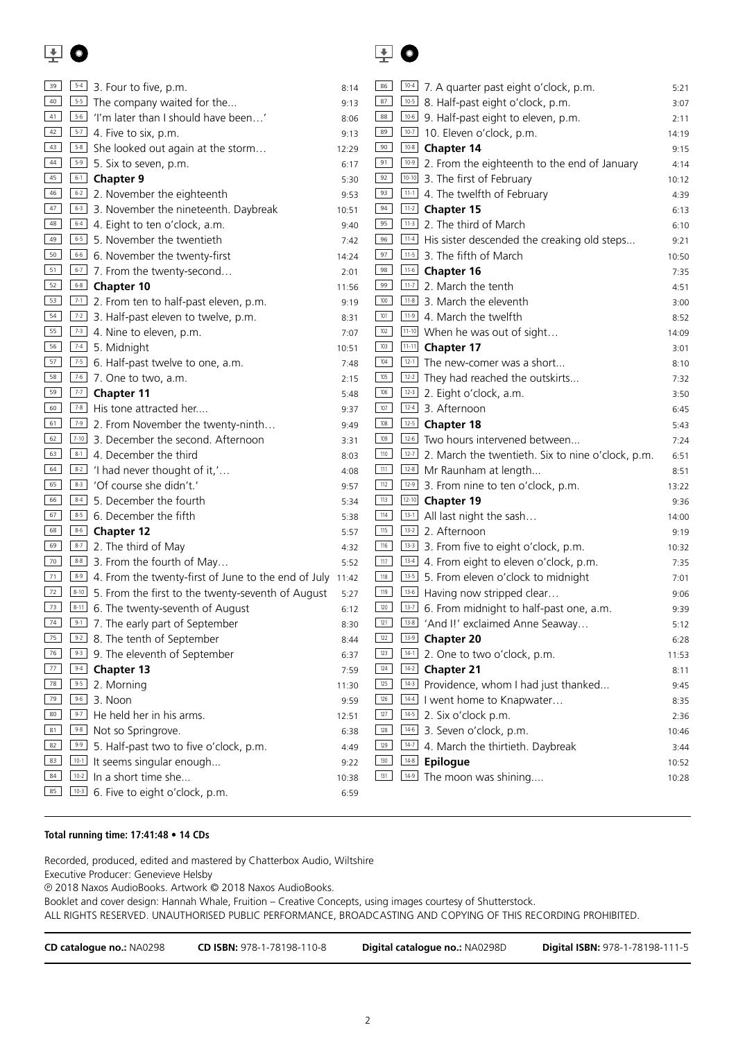| | | | |
|---|---|---|---|
| 39 | 5-4 | 3. Four to five, p.m. | 8:14 |
| 40 | 5-5 | The company waited for the... | 9:13 |
| 41 | 5-6 | 'I'm later than I should have been…' | 8:06 |
| 42 | 5-7 | 4. Five to six, p.m. | 9:13 |
| 43 | 5-8 | She looked out again at the storm… | 12:29 |
| 44 | 5-9 | 5. Six to seven, p.m. | 6:17 |
| 45 | 6-1 | **Chapter 9** | 5:30 |
| 46 | 6-2 | 2. November the eighteenth | 9:53 |
| 47 | 6-3 | 3. November the nineteenth. Daybreak | 10:51 |
| 48 | 6-4 | 4. Eight to ten o'clock, a.m. | 9:40 |
| 49 | 6-5 | 5. November the twentieth | 7:42 |
| 50 | 6-6 | 6. November the twenty-first | 14:24 |
| 51 | 6-7 | 7. From the twenty-second… | 2:01 |
| 52 | 6-8 | **Chapter 10** | 11:56 |
| 53 | 7-1 | 2. From ten to half-past eleven, p.m. | 9:19 |
| 54 | 7-2 | 3. Half-past eleven to twelve, p.m. | 8:31 |
| 55 | 7-3 | 4. Nine to eleven, p.m. | 7:07 |
| 56 | 7-4 | 5. Midnight | 10:51 |
| 57 | 7-5 | 6. Half-past twelve to one, a.m. | 7:48 |
| 58 | 7-6 | 7. One to two, a.m. | 2:15 |
| 59 | 7-7 | **Chapter 11** | 5:48 |
| 60 | 7-8 | His tone attracted her.... | 9:37 |
| 61 | 7-9 | 2. From November the twenty-ninth… | 9:49 |
| 62 | 7-10 | 3. December the second. Afternoon | 3:31 |
| 63 | 8-1 | 4. December the third | 8:03 |
| 64 | 8-2 | 'I had never thought of it,'… | 4:08 |
| 65 | 8-3 | 'Of course she didn't.' | 9:57 |
| 66 | 8-4 | 5. December the fourth | 5:34 |
| 67 | 8-5 | 6. December the fifth | 5:38 |
| 68 | 8-6 | **Chapter 12** | 5:57 |
| 69 | 8-7 | 2. The third of May | 4:32 |
| 70 | 8-8 | 3. From the fourth of May… | 5:52 |
| 71 | 8-9 | 4. From the twenty-first of June to the end of July | 11:42 |
| 72 | 8-10 | 5. From the first to the twenty-seventh of August | 5:27 |
| 73 | 8-11 | 6. The twenty-seventh of August | 6:12 |
| 74 | 9-1 | 7. The early part of September | 8:30 |
| 75 | 9-2 | 8. The tenth of September | 8:44 |
| 76 | 9-3 | 9. The eleventh of September | 6:37 |
| 77 | 9-4 | **Chapter 13** | 7:59 |
| 78 | 9-5 | 2. Morning | 11:30 |
| 79 | 9-6 | 3. Noon | 9:59 |
| 80 | 9-7 | He held her in his arms. | 12:51 |
| 81 | 9-8 | Not so Springrove. | 6:38 |
| 82 | 9-9 | 5. Half-past two to five o'clock, p.m. | 4:49 |
| 83 | 10-1 | It seems singular enough... | 9:22 |
| 84 | 10-2 | In a short time she... | 10:38 |
| 85 | 10-3 | 6. Five to eight o'clock, p.m. | 6:59 |
| 86 | 10-4 | 7. A quarter past eight o'clock, p.m. | 5:21 |
| 87 | 10-5 | 8. Half-past eight o'clock, p.m. | 3:07 |
| 88 | 10-6 | 9. Half-past eight to eleven, p.m. | 2:11 |
| 89 | 10-7 | 10. Eleven o'clock, p.m. | 14:19 |
| 90 | 10-8 | **Chapter 14** | 9:15 |
| 91 | 10-9 | 2. From the eighteenth to the end of January | 4:14 |
| 92 | 10-10 | 3. The first of February | 10:12 |
| 93 | 11-1 | 4. The twelfth of February | 4:39 |
| 94 | 11-2 | **Chapter 15** | 6:13 |
| 95 | 11-3 | 2. The third of March | 6:10 |
| 96 | 11-4 | His sister descended the creaking old steps... | 9:21 |
| 97 | 11-5 | 3. The fifth of March | 10:50 |
| 98 | 11-6 | **Chapter 16** | 7:35 |
| 99 | 11-7 | 2. March the tenth | 4:51 |
| 100 | 11-8 | 3. March the eleventh | 3:00 |
| 101 | 11-9 | 4. March the twelfth | 8:52 |
| 102 | 11-10 | When he was out of sight… | 14:09 |
| 103 | 11-11 | **Chapter 17** | 3:01 |
| 104 | 12-1 | The new-comer was a short... | 8:10 |
| 105 | 12-2 | They had reached the outskirts... | 7:32 |
| 106 | 12-3 | 2. Eight o'clock, a.m. | 3:50 |
| 107 | 12-4 | 3. Afternoon | 6:45 |
| 108 | 12-5 | **Chapter 18** | 5:43 |
| 109 | 12-6 | Two hours intervened between... | 7:24 |
| 110 | 12-7 | 2. March the twentieth. Six to nine o'clock, p.m. | 6:51 |
| 111 | 12-8 | Mr Raunham at length... | 8:51 |
| 112 | 12-9 | 3. From nine to ten o'clock, p.m. | 13:22 |
| 113 | 12-10 | **Chapter 19** | 9:36 |
| 114 | 13-1 | All last night the sash… | 14:00 |
| 115 | 13-2 | 2. Afternoon | 9:19 |
| 116 | 13-3 | 3. From five to eight o'clock, p.m. | 10:32 |
| 117 | 13-4 | 4. From eight to eleven o'clock, p.m. | 7:35 |
| 118 | 13-5 | 5. From eleven o'clock to midnight | 7:01 |
| 119 | 13-6 | Having now stripped clear… | 9:06 |
| 120 | 13-7 | 6. From midnight to half-past one, a.m. | 9:39 |
| 121 | 13-8 | 'And I!' exclaimed Anne Seaway… | 5:12 |
| 122 | 13-9 | **Chapter 20** | 6:28 |
| 123 | 14-1 | 2. One to two o'clock, p.m. | 11:53 |
| 124 | 14-2 | **Chapter 21** | 8:11 |
| 125 | 14-3 | Providence, whom I had just thanked... | 9:45 |
| 126 | 14-4 | I went home to Knapwater… | 8:35 |
| 127 | 14-5 | 2. Six o'clock p.m. | 2:36 |
| 128 | 14-6 | 3. Seven o'clock, p.m. | 10:46 |
| 129 | 14-7 | 4. March the thirtieth. Daybreak | 3:44 |
| 130 | 14-8 | **Epilogue** | 10:52 |
| 131 | 14-9 | The moon was shining.... | 10:28 |

**Total running time: 17:41:48 • 14 CDs**

Recorded, produced, edited and mastered by Chatterbox Audio, Wiltshire
Executive Producer: Genevieve Helsby
℗ 2018 Naxos AudioBooks. Artwork © 2018 Naxos AudioBooks.
Booklet and cover design: Hannah Whale, Fruition – Creative Concepts, using images courtesy of Shutterstock.
ALL RIGHTS RESERVED. UNAUTHORISED PUBLIC PERFORMANCE, BROADCASTING AND COPYING OF THIS RECORDING PROHIBITED.

**CD catalogue no.:** NA0298 **CD ISBN:** 978-1-78198-110-8 **Digital catalogue no.:** NA0298D **Digital ISBN:** 978-1-78198-111-5